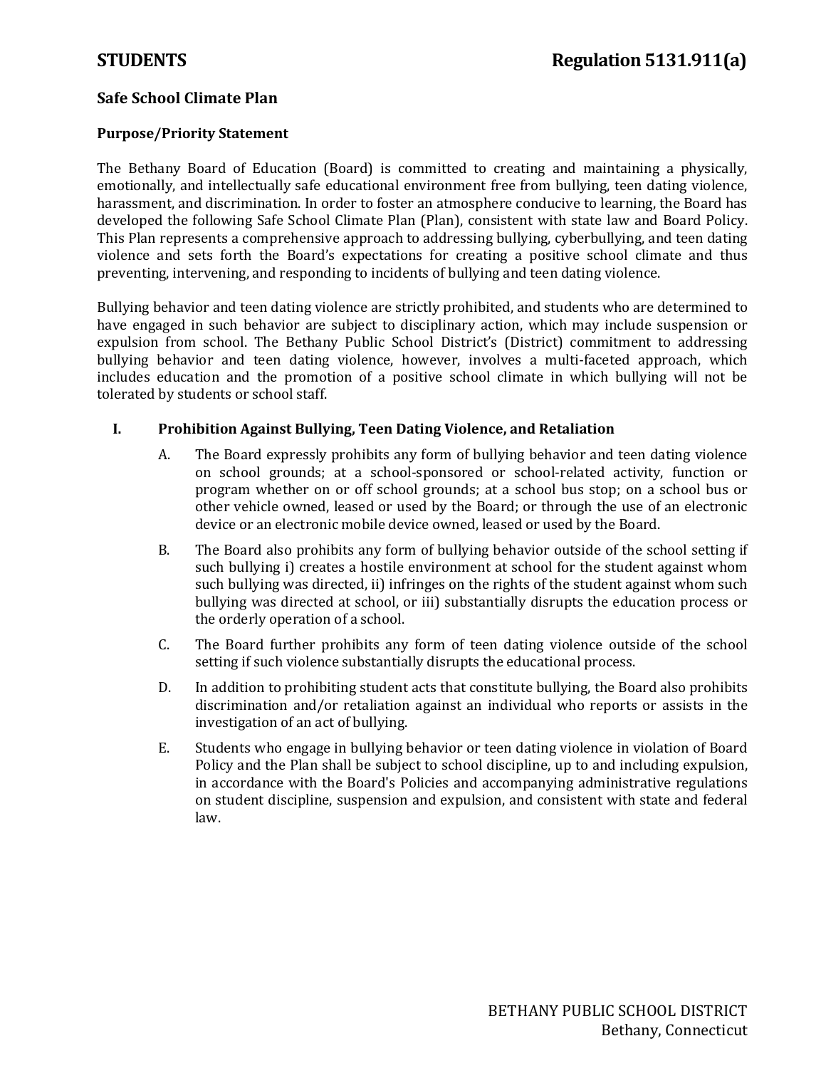**STUDENTS** **Regulation 5131.911(a)**

## Safe School Climate Plan

### Purpose/Priority Statement

The Bethany Board of Education (Board) is committed to creating and maintaining a physically, emotionally, and intellectually safe educational environment free from bullying, teen dating violence, harassment, and discrimination. In order to foster an atmosphere conducive to learning, the Board has developed the following Safe School Climate Plan (Plan), consistent with state law and Board Policy. This Plan represents a comprehensive approach to addressing bullying, cyberbullying, and teen dating violence and sets forth the Board's expectations for creating a positive school climate and thus preventing, intervening, and responding to incidents of bullying and teen dating violence.

Bullying behavior and teen dating violence are strictly prohibited, and students who are determined to have engaged in such behavior are subject to disciplinary action, which may include suspension or expulsion from school. The Bethany Public School District's (District) commitment to addressing bullying behavior and teen dating violence, however, involves a multi-faceted approach, which includes education and the promotion of a positive school climate in which bullying will not be tolerated by students or school staff.

### I. Prohibition Against Bullying, Teen Dating Violence, and Retaliation

A. The Board expressly prohibits any form of bullying behavior and teen dating violence on school grounds; at a school-sponsored or school-related activity, function or program whether on or off school grounds; at a school bus stop; on a school bus or other vehicle owned, leased or used by the Board; or through the use of an electronic device or an electronic mobile device owned, leased or used by the Board.

B. The Board also prohibits any form of bullying behavior outside of the school setting if such bullying i) creates a hostile environment at school for the student against whom such bullying was directed, ii) infringes on the rights of the student against whom such bullying was directed at school, or iii) substantially disrupts the education process or the orderly operation of a school.

C. The Board further prohibits any form of teen dating violence outside of the school setting if such violence substantially disrupts the educational process.

D. In addition to prohibiting student acts that constitute bullying, the Board also prohibits discrimination and/or retaliation against an individual who reports or assists in the investigation of an act of bullying.

E. Students who engage in bullying behavior or teen dating violence in violation of Board Policy and the Plan shall be subject to school discipline, up to and including expulsion, in accordance with the Board's Policies and accompanying administrative regulations on student discipline, suspension and expulsion, and consistent with state and federal law.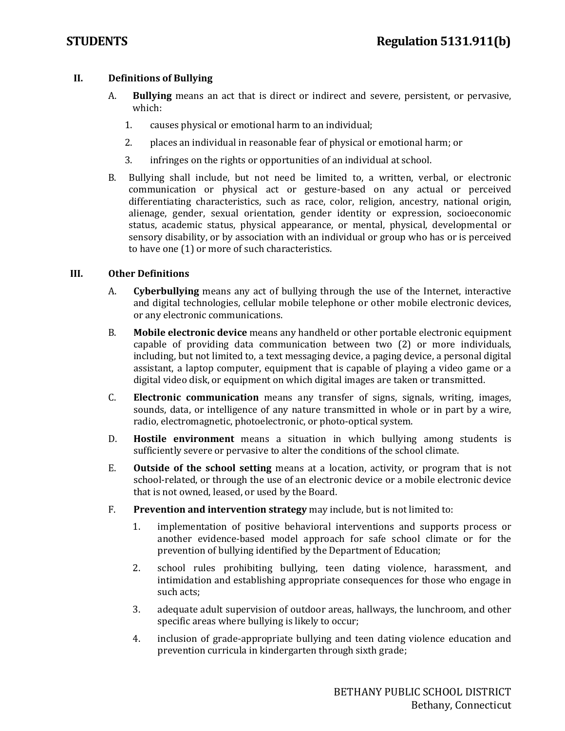## II. Definitions of Bullying

A. **Bullying** means an act that is direct or indirect and severe, persistent, or pervasive, which:

1. causes physical or emotional harm to an individual;
2. places an individual in reasonable fear of physical or emotional harm; or
3. infringes on the rights or opportunities of an individual at school.

B. Bullying shall include, but not need be limited to, a written, verbal, or electronic communication or physical act or gesture-based on any actual or perceived differentiating characteristics, such as race, color, religion, ancestry, national origin, alienage, gender, sexual orientation, gender identity or expression, socioeconomic status, academic status, physical appearance, or mental, physical, developmental or sensory disability, or by association with an individual or group who has or is perceived to have one (1) or more of such characteristics.

## III. Other Definitions

A. **Cyberbullying** means any act of bullying through the use of the Internet, interactive and digital technologies, cellular mobile telephone or other mobile electronic devices, or any electronic communications.

B. **Mobile electronic device** means any handheld or other portable electronic equipment capable of providing data communication between two (2) or more individuals, including, but not limited to, a text messaging device, a paging device, a personal digital assistant, a laptop computer, equipment that is capable of playing a video game or a digital video disk, or equipment on which digital images are taken or transmitted.

C. **Electronic communication** means any transfer of signs, signals, writing, images, sounds, data, or intelligence of any nature transmitted in whole or in part by a wire, radio, electromagnetic, photoelectronic, or photo-optical system.

D. **Hostile environment** means a situation in which bullying among students is sufficiently severe or pervasive to alter the conditions of the school climate.

E. **Outside of the school setting** means at a location, activity, or program that is not school-related, or through the use of an electronic device or a mobile electronic device that is not owned, leased, or used by the Board.

F. **Prevention and intervention strategy** may include, but is not limited to:

1. implementation of positive behavioral interventions and supports process or another evidence-based model approach for safe school climate or for the prevention of bullying identified by the Department of Education;
2. school rules prohibiting bullying, teen dating violence, harassment, and intimidation and establishing appropriate consequences for those who engage in such acts;
3. adequate adult supervision of outdoor areas, hallways, the lunchroom, and other specific areas where bullying is likely to occur;
4. inclusion of grade-appropriate bullying and teen dating violence education and prevention curricula in kindergarten through sixth grade;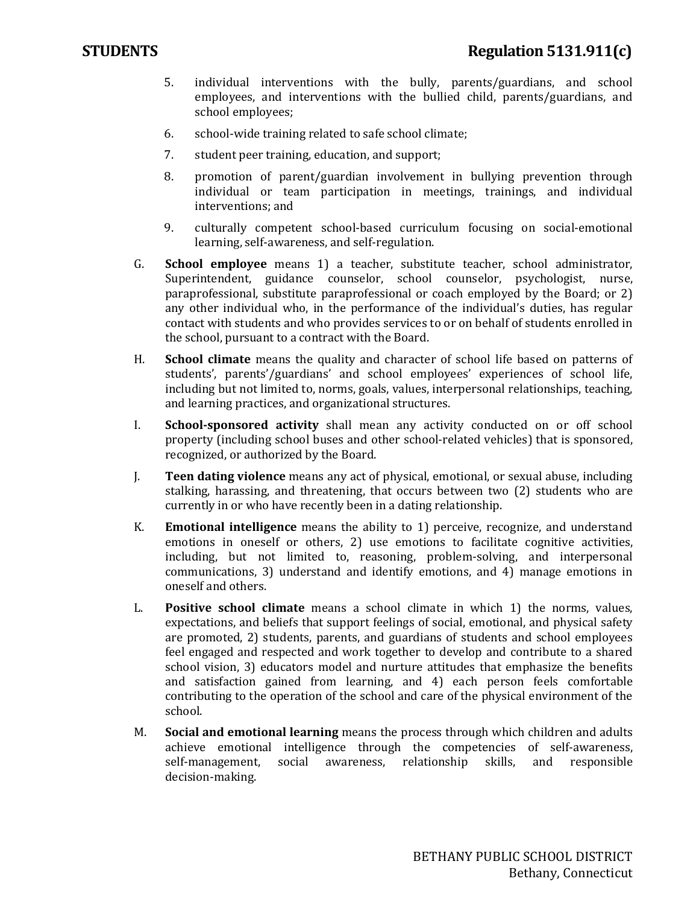5. individual interventions with the bully, parents/guardians, and school employees, and interventions with the bullied child, parents/guardians, and school employees;
6. school-wide training related to safe school climate;
7. student peer training, education, and support;
8. promotion of parent/guardian involvement in bullying prevention through individual or team participation in meetings, trainings, and individual interventions; and
9. culturally competent school-based curriculum focusing on social-emotional learning, self-awareness, and self-regulation.

G. **School employee** means 1) a teacher, substitute teacher, school administrator, Superintendent, guidance counselor, school counselor, psychologist, nurse, paraprofessional, substitute paraprofessional or coach employed by the Board; or 2) any other individual who, in the performance of the individual's duties, has regular contact with students and who provides services to or on behalf of students enrolled in the school, pursuant to a contract with the Board.

H. **School climate** means the quality and character of school life based on patterns of students', parents'/guardians' and school employees' experiences of school life, including but not limited to, norms, goals, values, interpersonal relationships, teaching, and learning practices, and organizational structures.

I. **School-sponsored activity** shall mean any activity conducted on or off school property (including school buses and other school-related vehicles) that is sponsored, recognized, or authorized by the Board.

J. **Teen dating violence** means any act of physical, emotional, or sexual abuse, including stalking, harassing, and threatening, that occurs between two (2) students who are currently in or who have recently been in a dating relationship.

K. **Emotional intelligence** means the ability to 1) perceive, recognize, and understand emotions in oneself or others, 2) use emotions to facilitate cognitive activities, including, but not limited to, reasoning, problem-solving, and interpersonal communications, 3) understand and identify emotions, and 4) manage emotions in oneself and others.

L. **Positive school climate** means a school climate in which 1) the norms, values, expectations, and beliefs that support feelings of social, emotional, and physical safety are promoted, 2) students, parents, and guardians of students and school employees feel engaged and respected and work together to develop and contribute to a shared school vision, 3) educators model and nurture attitudes that emphasize the benefits and satisfaction gained from learning, and 4) each person feels comfortable contributing to the operation of the school and care of the physical environment of the school.

M. **Social and emotional learning** means the process through which children and adults achieve emotional intelligence through the competencies of self-awareness, self-management, social awareness, relationship skills, and responsible decision-making.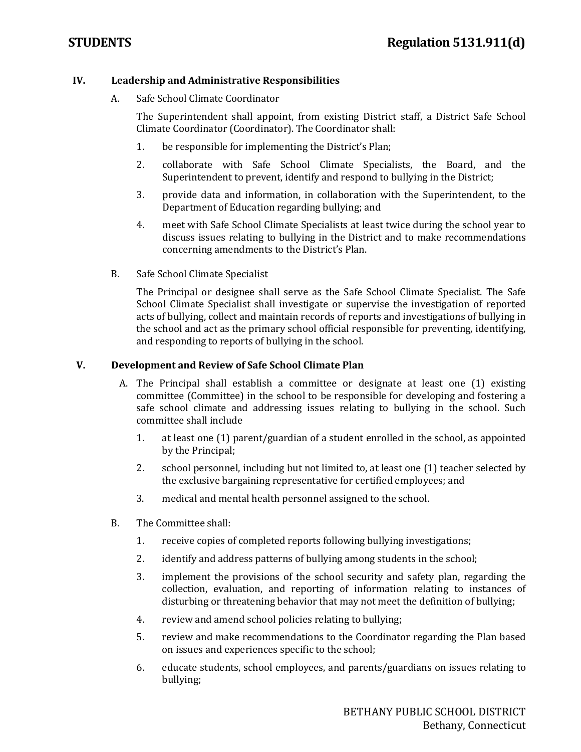## IV. Leadership and Administrative Responsibilities

A. Safe School Climate Coordinator

The Superintendent shall appoint, from existing District staff, a District Safe School Climate Coordinator (Coordinator). The Coordinator shall:

1. be responsible for implementing the District's Plan;
2. collaborate with Safe School Climate Specialists, the Board, and the Superintendent to prevent, identify and respond to bullying in the District;
3. provide data and information, in collaboration with the Superintendent, to the Department of Education regarding bullying; and
4. meet with Safe School Climate Specialists at least twice during the school year to discuss issues relating to bullying in the District and to make recommendations concerning amendments to the District's Plan.

B. Safe School Climate Specialist

The Principal or designee shall serve as the Safe School Climate Specialist. The Safe School Climate Specialist shall investigate or supervise the investigation of reported acts of bullying, collect and maintain records of reports and investigations of bullying in the school and act as the primary school official responsible for preventing, identifying, and responding to reports of bullying in the school.

## V. Development and Review of Safe School Climate Plan

A. The Principal shall establish a committee or designate at least one (1) existing committee (Committee) in the school to be responsible for developing and fostering a safe school climate and addressing issues relating to bullying in the school. Such committee shall include

1. at least one (1) parent/guardian of a student enrolled in the school, as appointed by the Principal;
2. school personnel, including but not limited to, at least one (1) teacher selected by the exclusive bargaining representative for certified employees; and
3. medical and mental health personnel assigned to the school.

B. The Committee shall:

1. receive copies of completed reports following bullying investigations;
2. identify and address patterns of bullying among students in the school;
3. implement the provisions of the school security and safety plan, regarding the collection, evaluation, and reporting of information relating to instances of disturbing or threatening behavior that may not meet the definition of bullying;
4. review and amend school policies relating to bullying;
5. review and make recommendations to the Coordinator regarding the Plan based on issues and experiences specific to the school;
6. educate students, school employees, and parents/guardians on issues relating to bullying;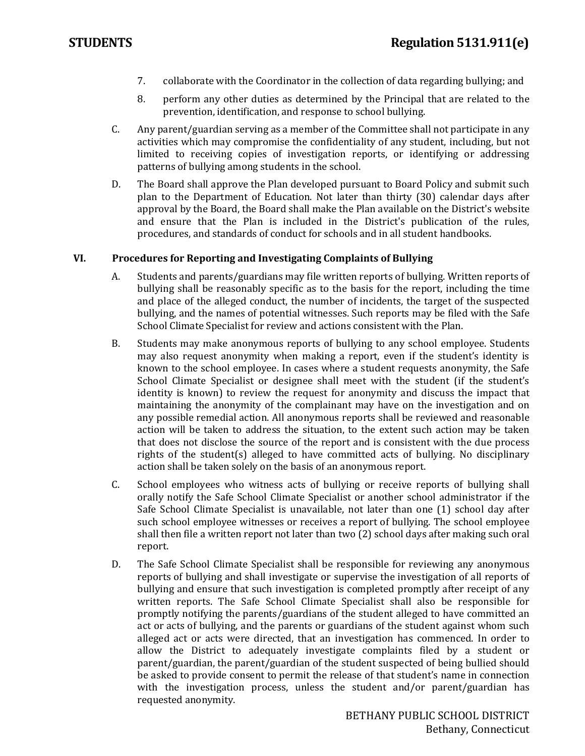7. collaborate with the Coordinator in the collection of data regarding bullying; and

8. perform any other duties as determined by the Principal that are related to the prevention, identification, and response to school bullying.

C. Any parent/guardian serving as a member of the Committee shall not participate in any activities which may compromise the confidentiality of any student, including, but not limited to receiving copies of investigation reports, or identifying or addressing patterns of bullying among students in the school.

D. The Board shall approve the Plan developed pursuant to Board Policy and submit such plan to the Department of Education. Not later than thirty (30) calendar days after approval by the Board, the Board shall make the Plan available on the District's website and ensure that the Plan is included in the District's publication of the rules, procedures, and standards of conduct for schools and in all student handbooks.

## VI. Procedures for Reporting and Investigating Complaints of Bullying

A. Students and parents/guardians may file written reports of bullying. Written reports of bullying shall be reasonably specific as to the basis for the report, including the time and place of the alleged conduct, the number of incidents, the target of the suspected bullying, and the names of potential witnesses. Such reports may be filed with the Safe School Climate Specialist for review and actions consistent with the Plan.

B. Students may make anonymous reports of bullying to any school employee. Students may also request anonymity when making a report, even if the student's identity is known to the school employee. In cases where a student requests anonymity, the Safe School Climate Specialist or designee shall meet with the student (if the student's identity is known) to review the request for anonymity and discuss the impact that maintaining the anonymity of the complainant may have on the investigation and on any possible remedial action. All anonymous reports shall be reviewed and reasonable action will be taken to address the situation, to the extent such action may be taken that does not disclose the source of the report and is consistent with the due process rights of the student(s) alleged to have committed acts of bullying. No disciplinary action shall be taken solely on the basis of an anonymous report.

C. School employees who witness acts of bullying or receive reports of bullying shall orally notify the Safe School Climate Specialist or another school administrator if the Safe School Climate Specialist is unavailable, not later than one (1) school day after such school employee witnesses or receives a report of bullying. The school employee shall then file a written report not later than two (2) school days after making such oral report.

D. The Safe School Climate Specialist shall be responsible for reviewing any anonymous reports of bullying and shall investigate or supervise the investigation of all reports of bullying and ensure that such investigation is completed promptly after receipt of any written reports. The Safe School Climate Specialist shall also be responsible for promptly notifying the parents/guardians of the student alleged to have committed an act or acts of bullying, and the parents or guardians of the student against whom such alleged act or acts were directed, that an investigation has commenced. In order to allow the District to adequately investigate complaints filed by a student or parent/guardian, the parent/guardian of the student suspected of being bullied should be asked to provide consent to permit the release of that student's name in connection with the investigation process, unless the student and/or parent/guardian has requested anonymity.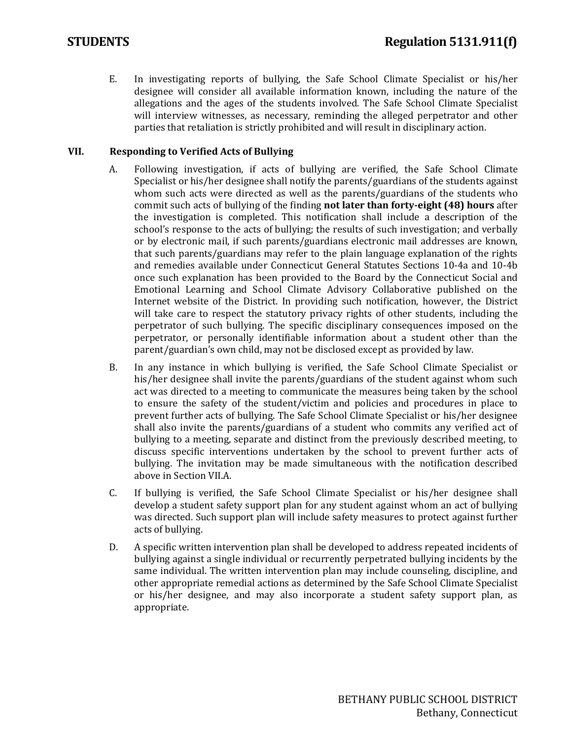E. In investigating reports of bullying, the Safe School Climate Specialist or his/her designee will consider all available information known, including the nature of the allegations and the ages of the students involved. The Safe School Climate Specialist will interview witnesses, as necessary, reminding the alleged perpetrator and other parties that retaliation is strictly prohibited and will result in disciplinary action.

## VII. Responding to Verified Acts of Bullying

A. Following investigation, if acts of bullying are verified, the Safe School Climate Specialist or his/her designee shall notify the parents/guardians of the students against whom such acts were directed as well as the parents/guardians of the students who commit such acts of bullying of the finding **not later than forty-eight (48) hours** after the investigation is completed. This notification shall include a description of the school's response to the acts of bullying; the results of such investigation; and verbally or by electronic mail, if such parents/guardians electronic mail addresses are known, that such parents/guardians may refer to the plain language explanation of the rights and remedies available under Connecticut General Statutes Sections 10-4a and 10-4b once such explanation has been provided to the Board by the Connecticut Social and Emotional Learning and School Climate Advisory Collaborative published on the Internet website of the District. In providing such notification, however, the District will take care to respect the statutory privacy rights of other students, including the perpetrator of such bullying. The specific disciplinary consequences imposed on the perpetrator, or personally identifiable information about a student other than the parent/guardian's own child, may not be disclosed except as provided by law.

B. In any instance in which bullying is verified, the Safe School Climate Specialist or his/her designee shall invite the parents/guardians of the student against whom such act was directed to a meeting to communicate the measures being taken by the school to ensure the safety of the student/victim and policies and procedures in place to prevent further acts of bullying. The Safe School Climate Specialist or his/her designee shall also invite the parents/guardians of a student who commits any verified act of bullying to a meeting, separate and distinct from the previously described meeting, to discuss specific interventions undertaken by the school to prevent further acts of bullying. The invitation may be made simultaneous with the notification described above in Section VII.A.

C. If bullying is verified, the Safe School Climate Specialist or his/her designee shall develop a student safety support plan for any student against whom an act of bullying was directed. Such support plan will include safety measures to protect against further acts of bullying.

D. A specific written intervention plan shall be developed to address repeated incidents of bullying against a single individual or recurrently perpetrated bullying incidents by the same individual. The written intervention plan may include counseling, discipline, and other appropriate remedial actions as determined by the Safe School Climate Specialist or his/her designee, and may also incorporate a student safety support plan, as appropriate.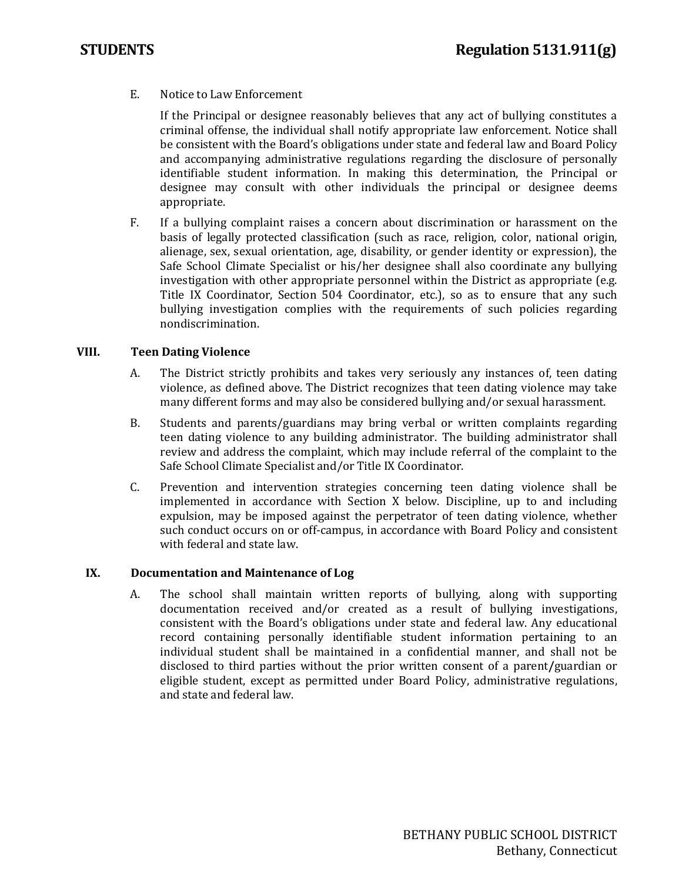E. Notice to Law Enforcement

If the Principal or designee reasonably believes that any act of bullying constitutes a criminal offense, the individual shall notify appropriate law enforcement. Notice shall be consistent with the Board's obligations under state and federal law and Board Policy and accompanying administrative regulations regarding the disclosure of personally identifiable student information. In making this determination, the Principal or designee may consult with other individuals the principal or designee deems appropriate.

F. If a bullying complaint raises a concern about discrimination or harassment on the basis of legally protected classification (such as race, religion, color, national origin, alienage, sex, sexual orientation, age, disability, or gender identity or expression), the Safe School Climate Specialist or his/her designee shall also coordinate any bullying investigation with other appropriate personnel within the District as appropriate (e.g. Title IX Coordinator, Section 504 Coordinator, etc.), so as to ensure that any such bullying investigation complies with the requirements of such policies regarding nondiscrimination.

## VIII. Teen Dating Violence

A. The District strictly prohibits and takes very seriously any instances of, teen dating violence, as defined above. The District recognizes that teen dating violence may take many different forms and may also be considered bullying and/or sexual harassment.

B. Students and parents/guardians may bring verbal or written complaints regarding teen dating violence to any building administrator. The building administrator shall review and address the complaint, which may include referral of the complaint to the Safe School Climate Specialist and/or Title IX Coordinator.

C. Prevention and intervention strategies concerning teen dating violence shall be implemented in accordance with Section X below. Discipline, up to and including expulsion, may be imposed against the perpetrator of teen dating violence, whether such conduct occurs on or off-campus, in accordance with Board Policy and consistent with federal and state law.

## IX. Documentation and Maintenance of Log

A. The school shall maintain written reports of bullying, along with supporting documentation received and/or created as a result of bullying investigations, consistent with the Board's obligations under state and federal law. Any educational record containing personally identifiable student information pertaining to an individual student shall be maintained in a confidential manner, and shall not be disclosed to third parties without the prior written consent of a parent/guardian or eligible student, except as permitted under Board Policy, administrative regulations, and state and federal law.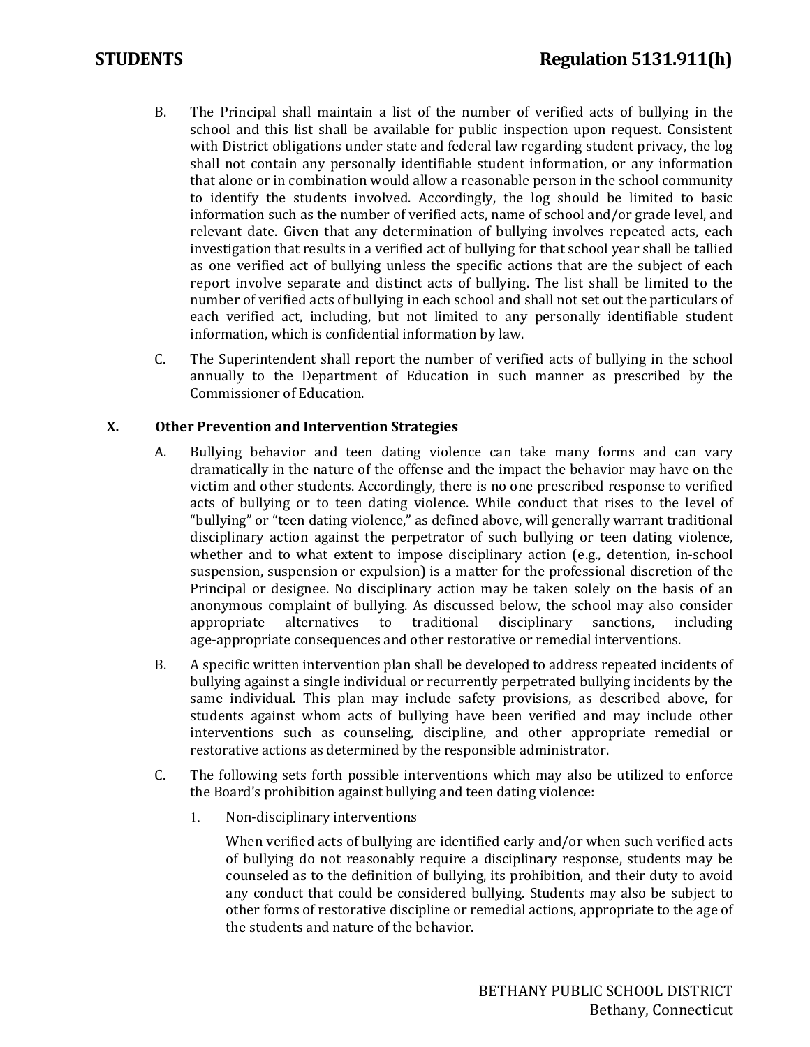B. The Principal shall maintain a list of the number of verified acts of bullying in the school and this list shall be available for public inspection upon request. Consistent with District obligations under state and federal law regarding student privacy, the log shall not contain any personally identifiable student information, or any information that alone or in combination would allow a reasonable person in the school community to identify the students involved. Accordingly, the log should be limited to basic information such as the number of verified acts, name of school and/or grade level, and relevant date. Given that any determination of bullying involves repeated acts, each investigation that results in a verified act of bullying for that school year shall be tallied as one verified act of bullying unless the specific actions that are the subject of each report involve separate and distinct acts of bullying. The list shall be limited to the number of verified acts of bullying in each school and shall not set out the particulars of each verified act, including, but not limited to any personally identifiable student information, which is confidential information by law.

C. The Superintendent shall report the number of verified acts of bullying in the school annually to the Department of Education in such manner as prescribed by the Commissioner of Education.

## X. Other Prevention and Intervention Strategies

A. Bullying behavior and teen dating violence can take many forms and can vary dramatically in the nature of the offense and the impact the behavior may have on the victim and other students. Accordingly, there is no one prescribed response to verified acts of bullying or to teen dating violence. While conduct that rises to the level of "bullying" or "teen dating violence," as defined above, will generally warrant traditional disciplinary action against the perpetrator of such bullying or teen dating violence, whether and to what extent to impose disciplinary action (e.g., detention, in-school suspension, suspension or expulsion) is a matter for the professional discretion of the Principal or designee. No disciplinary action may be taken solely on the basis of an anonymous complaint of bullying. As discussed below, the school may also consider appropriate alternatives to traditional disciplinary sanctions, including age-appropriate consequences and other restorative or remedial interventions.

B. A specific written intervention plan shall be developed to address repeated incidents of bullying against a single individual or recurrently perpetrated bullying incidents by the same individual. This plan may include safety provisions, as described above, for students against whom acts of bullying have been verified and may include other interventions such as counseling, discipline, and other appropriate remedial or restorative actions as determined by the responsible administrator.

C. The following sets forth possible interventions which may also be utilized to enforce the Board's prohibition against bullying and teen dating violence:

1. Non-disciplinary interventions

   When verified acts of bullying are identified early and/or when such verified acts of bullying do not reasonably require a disciplinary response, students may be counseled as to the definition of bullying, its prohibition, and their duty to avoid any conduct that could be considered bullying. Students may also be subject to other forms of restorative discipline or remedial actions, appropriate to the age of the students and nature of the behavior.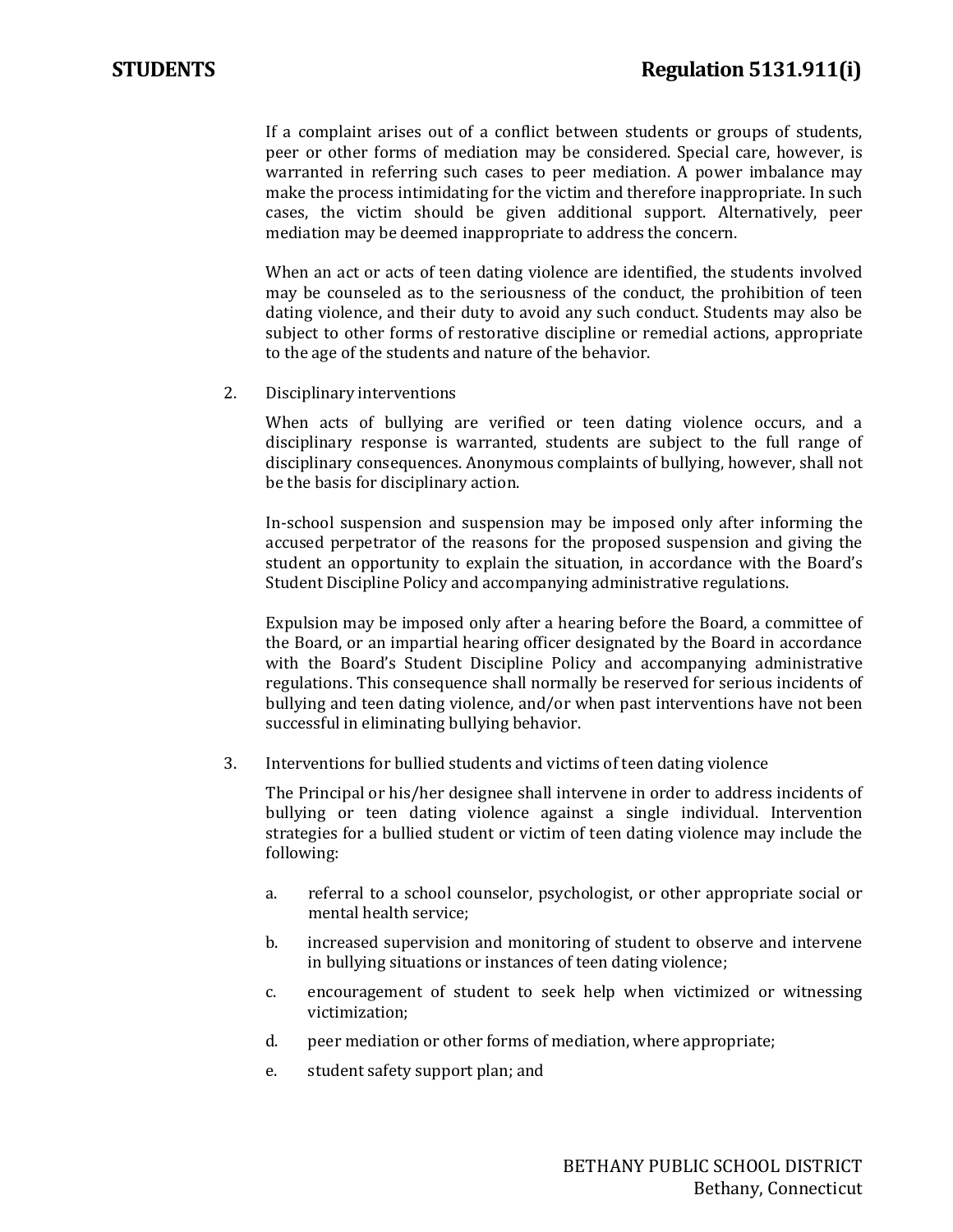If a complaint arises out of a conflict between students or groups of students, peer or other forms of mediation may be considered. Special care, however, is warranted in referring such cases to peer mediation. A power imbalance may make the process intimidating for the victim and therefore inappropriate. In such cases, the victim should be given additional support. Alternatively, peer mediation may be deemed inappropriate to address the concern.

When an act or acts of teen dating violence are identified, the students involved may be counseled as to the seriousness of the conduct, the prohibition of teen dating violence, and their duty to avoid any such conduct. Students may also be subject to other forms of restorative discipline or remedial actions, appropriate to the age of the students and nature of the behavior.

2. Disciplinary interventions

   When acts of bullying are verified or teen dating violence occurs, and a disciplinary response is warranted, students are subject to the full range of disciplinary consequences. Anonymous complaints of bullying, however, shall not be the basis for disciplinary action.

   In-school suspension and suspension may be imposed only after informing the accused perpetrator of the reasons for the proposed suspension and giving the student an opportunity to explain the situation, in accordance with the Board's Student Discipline Policy and accompanying administrative regulations.

   Expulsion may be imposed only after a hearing before the Board, a committee of the Board, or an impartial hearing officer designated by the Board in accordance with the Board's Student Discipline Policy and accompanying administrative regulations. This consequence shall normally be reserved for serious incidents of bullying and teen dating violence, and/or when past interventions have not been successful in eliminating bullying behavior.

3. Interventions for bullied students and victims of teen dating violence

   The Principal or his/her designee shall intervene in order to address incidents of bullying or teen dating violence against a single individual. Intervention strategies for a bullied student or victim of teen dating violence may include the following:

   a. referral to a school counselor, psychologist, or other appropriate social or mental health service;
   b. increased supervision and monitoring of student to observe and intervene in bullying situations or instances of teen dating violence;
   c. encouragement of student to seek help when victimized or witnessing victimization;
   d. peer mediation or other forms of mediation, where appropriate;
   e. student safety support plan; and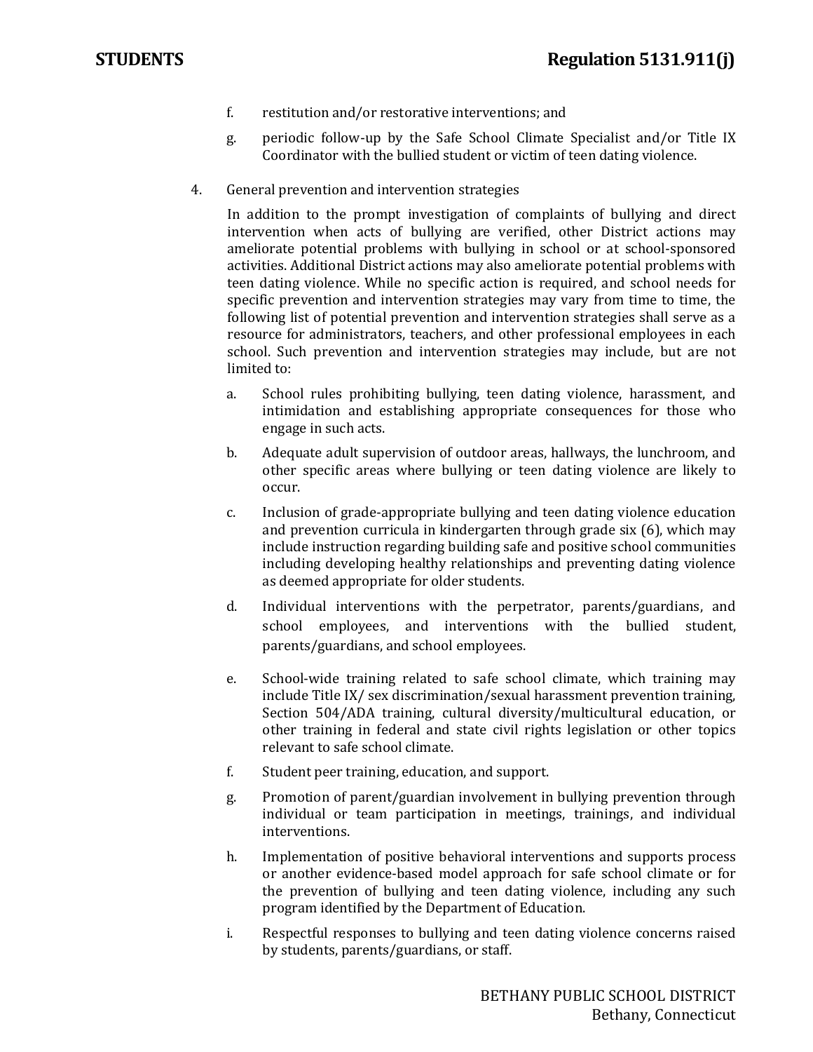f. restitution and/or restorative interventions; and

g. periodic follow-up by the Safe School Climate Specialist and/or Title IX Coordinator with the bullied student or victim of teen dating violence.

4. General prevention and intervention strategies

   In addition to the prompt investigation of complaints of bullying and direct intervention when acts of bullying are verified, other District actions may ameliorate potential problems with bullying in school or at school-sponsored activities. Additional District actions may also ameliorate potential problems with teen dating violence. While no specific action is required, and school needs for specific prevention and intervention strategies may vary from time to time, the following list of potential prevention and intervention strategies shall serve as a resource for administrators, teachers, and other professional employees in each school. Such prevention and intervention strategies may include, but are not limited to:

   a. School rules prohibiting bullying, teen dating violence, harassment, and intimidation and establishing appropriate consequences for those who engage in such acts.

   b. Adequate adult supervision of outdoor areas, hallways, the lunchroom, and other specific areas where bullying or teen dating violence are likely to occur.

   c. Inclusion of grade-appropriate bullying and teen dating violence education and prevention curricula in kindergarten through grade six (6), which may include instruction regarding building safe and positive school communities including developing healthy relationships and preventing dating violence as deemed appropriate for older students.

   d. Individual interventions with the perpetrator, parents/guardians, and school employees, and interventions with the bullied student, parents/guardians, and school employees.

   e. School-wide training related to safe school climate, which training may include Title IX/ sex discrimination/sexual harassment prevention training, Section 504/ADA training, cultural diversity/multicultural education, or other training in federal and state civil rights legislation or other topics relevant to safe school climate.

   f. Student peer training, education, and support.

   g. Promotion of parent/guardian involvement in bullying prevention through individual or team participation in meetings, trainings, and individual interventions.

   h. Implementation of positive behavioral interventions and supports process or another evidence-based model approach for safe school climate or for the prevention of bullying and teen dating violence, including any such program identified by the Department of Education.

   i. Respectful responses to bullying and teen dating violence concerns raised by students, parents/guardians, or staff.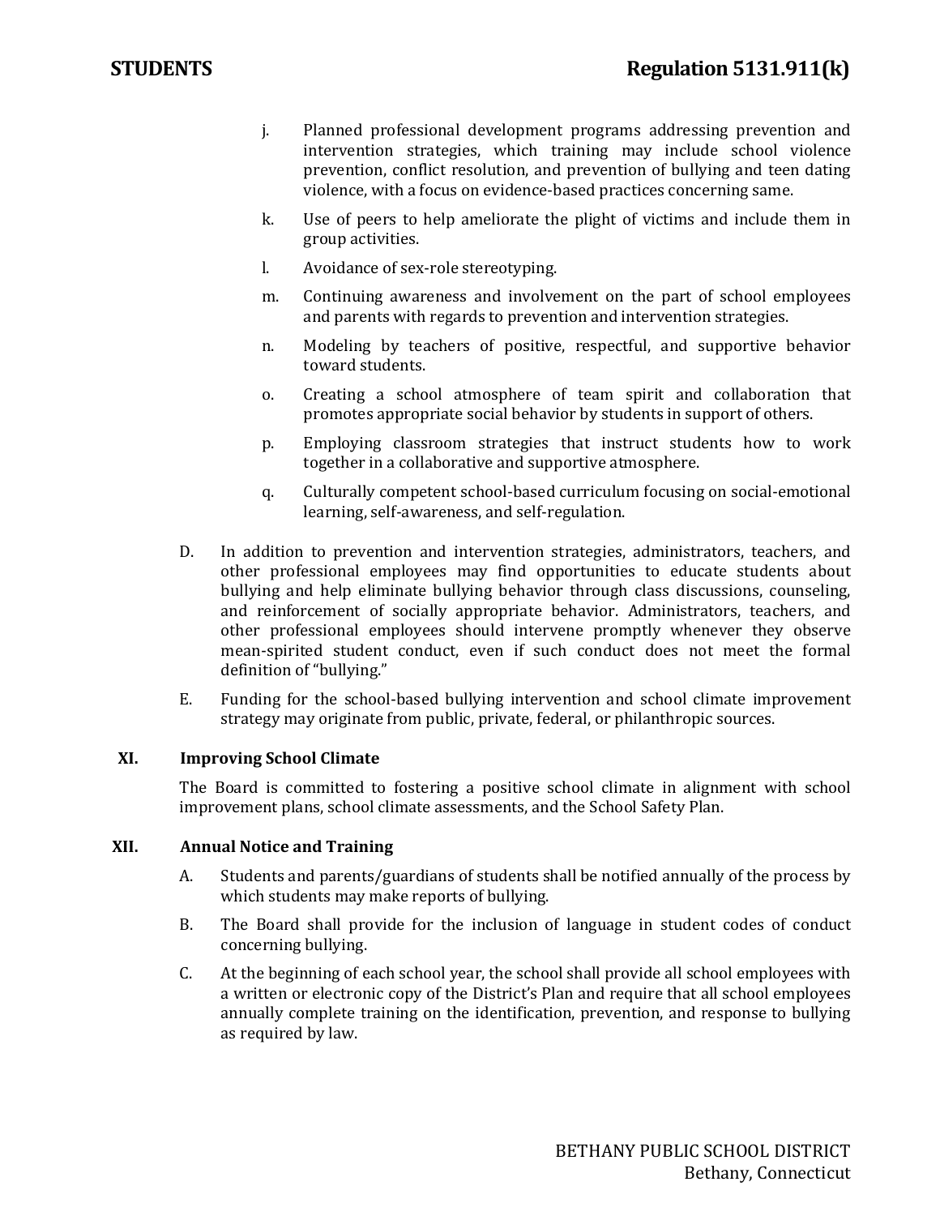j. Planned professional development programs addressing prevention and intervention strategies, which training may include school violence prevention, conflict resolution, and prevention of bullying and teen dating violence, with a focus on evidence-based practices concerning same.

k. Use of peers to help ameliorate the plight of victims and include them in group activities.

l. Avoidance of sex-role stereotyping.

m. Continuing awareness and involvement on the part of school employees and parents with regards to prevention and intervention strategies.

n. Modeling by teachers of positive, respectful, and supportive behavior toward students.

o. Creating a school atmosphere of team spirit and collaboration that promotes appropriate social behavior by students in support of others.

p. Employing classroom strategies that instruct students how to work together in a collaborative and supportive atmosphere.

q. Culturally competent school-based curriculum focusing on social-emotional learning, self-awareness, and self-regulation.

D. In addition to prevention and intervention strategies, administrators, teachers, and other professional employees may find opportunities to educate students about bullying and help eliminate bullying behavior through class discussions, counseling, and reinforcement of socially appropriate behavior. Administrators, teachers, and other professional employees should intervene promptly whenever they observe mean-spirited student conduct, even if such conduct does not meet the formal definition of "bullying."

E. Funding for the school-based bullying intervention and school climate improvement strategy may originate from public, private, federal, or philanthropic sources.

## XI. Improving School Climate

The Board is committed to fostering a positive school climate in alignment with school improvement plans, school climate assessments, and the School Safety Plan.

## XII. Annual Notice and Training

A. Students and parents/guardians of students shall be notified annually of the process by which students may make reports of bullying.

B. The Board shall provide for the inclusion of language in student codes of conduct concerning bullying.

C. At the beginning of each school year, the school shall provide all school employees with a written or electronic copy of the District's Plan and require that all school employees annually complete training on the identification, prevention, and response to bullying as required by law.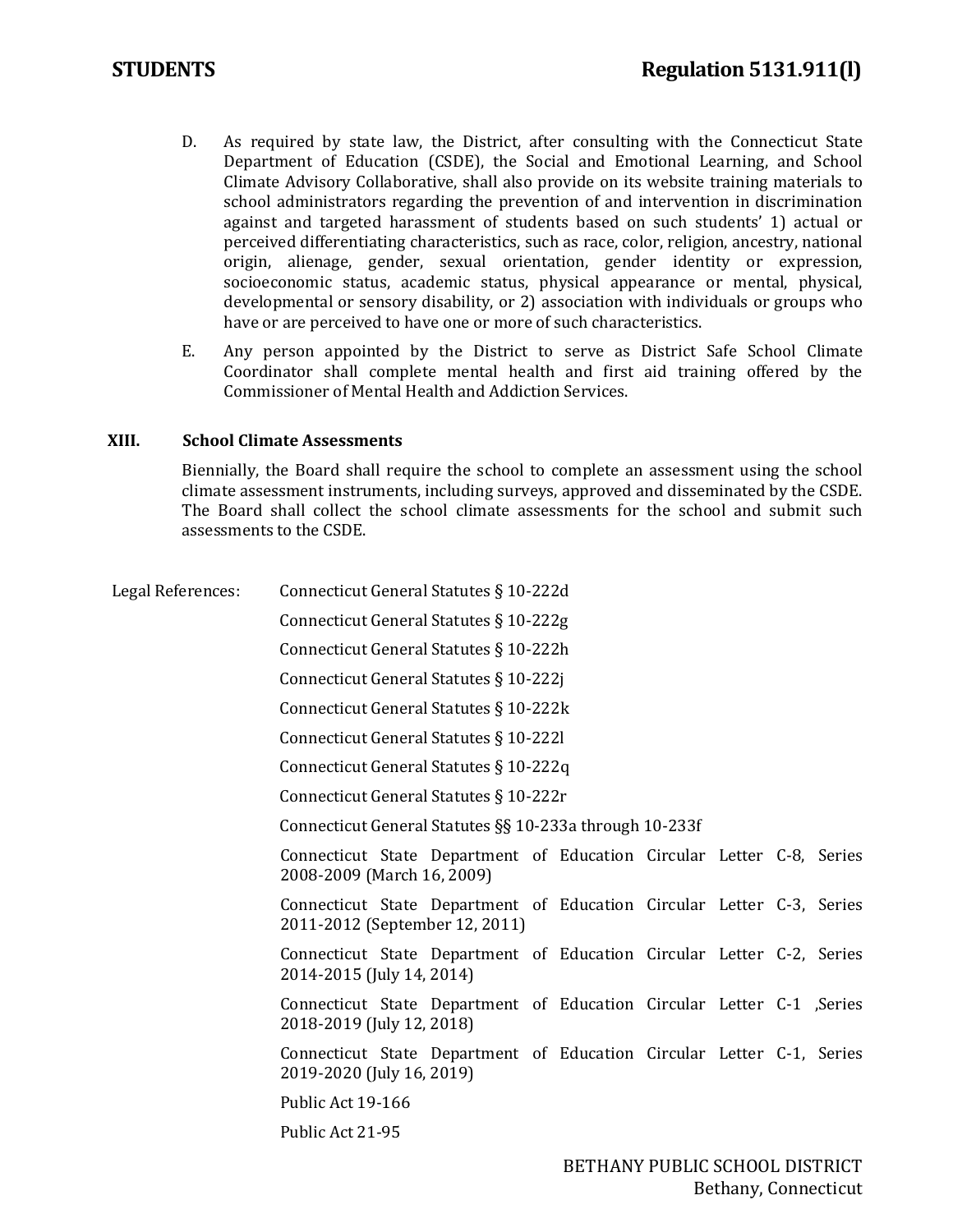D. As required by state law, the District, after consulting with the Connecticut State Department of Education (CSDE), the Social and Emotional Learning, and School Climate Advisory Collaborative, shall also provide on its website training materials to school administrators regarding the prevention of and intervention in discrimination against and targeted harassment of students based on such students' 1) actual or perceived differentiating characteristics, such as race, color, religion, ancestry, national origin, alienage, gender, sexual orientation, gender identity or expression, socioeconomic status, academic status, physical appearance or mental, physical, developmental or sensory disability, or 2) association with individuals or groups who have or are perceived to have one or more of such characteristics.

E. Any person appointed by the District to serve as District Safe School Climate Coordinator shall complete mental health and first aid training offered by the Commissioner of Mental Health and Addiction Services.

### XIII. School Climate Assessments

Biennially, the Board shall require the school to complete an assessment using the school climate assessment instruments, including surveys, approved and disseminated by the CSDE. The Board shall collect the school climate assessments for the school and submit such assessments to the CSDE.

Legal References:

- Connecticut General Statutes § 10-222d
- Connecticut General Statutes § 10-222g
- Connecticut General Statutes § 10-222h
- Connecticut General Statutes § 10-222j
- Connecticut General Statutes § 10-222k
- Connecticut General Statutes § 10-222l
- Connecticut General Statutes § 10-222q
- Connecticut General Statutes § 10-222r
- Connecticut General Statutes §§ 10-233a through 10-233f
- Connecticut State Department of Education Circular Letter C-8, Series 2008-2009 (March 16, 2009)
- Connecticut State Department of Education Circular Letter C-3, Series 2011-2012 (September 12, 2011)
- Connecticut State Department of Education Circular Letter C-2, Series 2014-2015 (July 14, 2014)
- Connecticut State Department of Education Circular Letter C-1 ,Series 2018-2019 (July 12, 2018)
- Connecticut State Department of Education Circular Letter C-1, Series 2019-2020 (July 16, 2019)
- Public Act 19-166
- Public Act 21-95

BETHANY PUBLIC SCHOOL DISTRICT
Bethany, Connecticut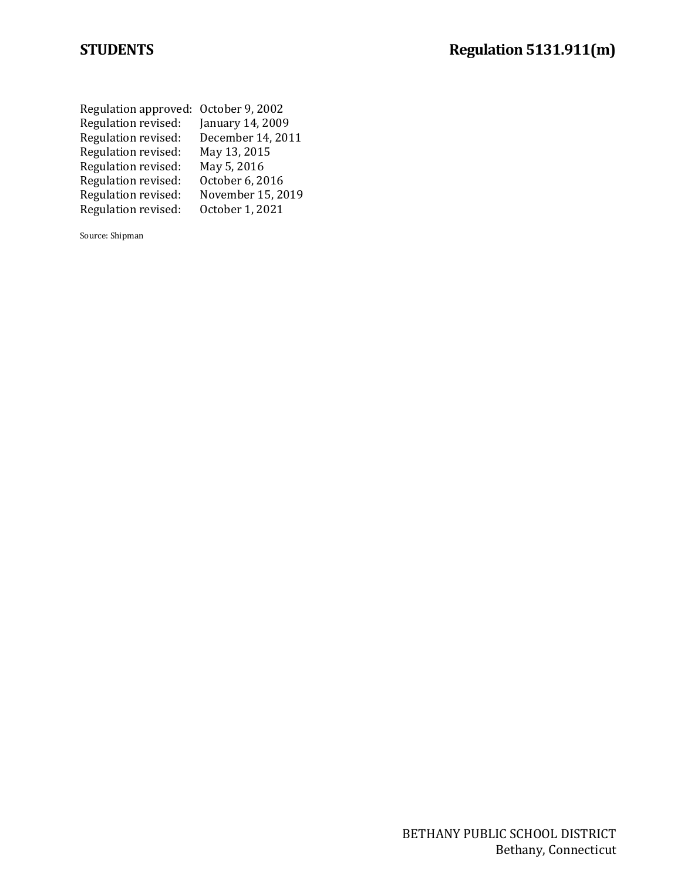| | |
|---|---|
| Regulation approved: | October 9, 2002 |
| Regulation revised: | January 14, 2009 |
| Regulation revised: | December 14, 2011 |
| Regulation revised: | May 13, 2015 |
| Regulation revised: | May 5, 2016 |
| Regulation revised: | October 6, 2016 |
| Regulation revised: | November 15, 2019 |
| Regulation revised: | October 1, 2021 |

Source: Shipman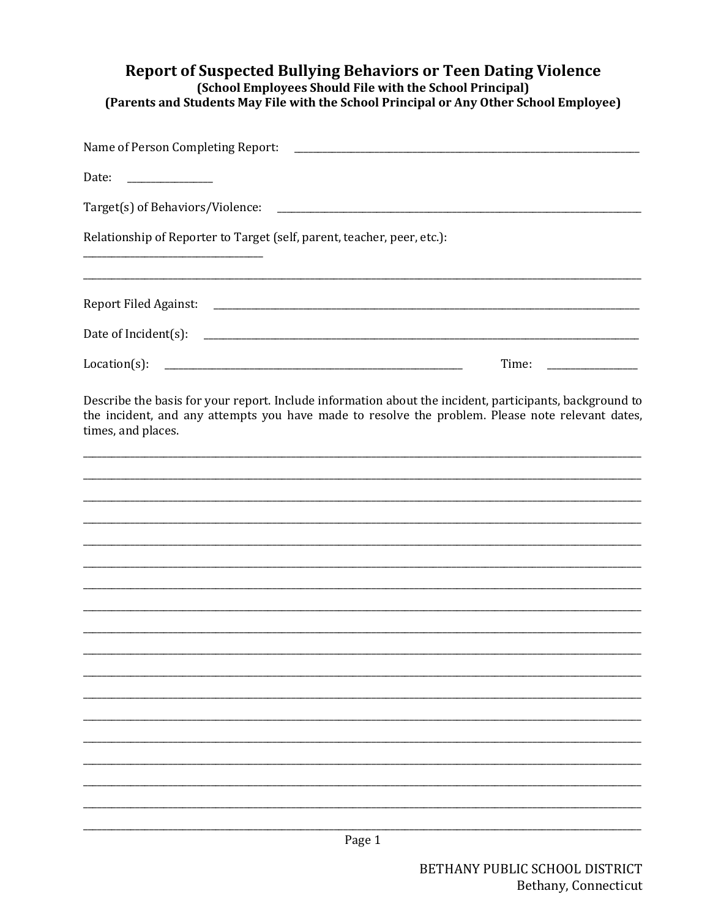# Report of Suspected Bullying Behaviors or Teen Dating Violence

**(School Employees Should File with the School Principal)**
**(Parents and Students May File with the School Principal or Any Other School Employee)**

Name of Person Completing Report: ______________________________________________

Date: ______________

Target(s) of Behaviors/Violence: ______________________________________________

Relationship of Reporter to Target (self, parent, teacher, peer, etc.): ____________________________

_____________________________________________________________________________

Report Filed Against: ______________________________________________

Date of Incident(s): ______________________________________________

Location(s): ______________________________________ Time: ______________

Describe the basis for your report. Include information about the incident, participants, background to the incident, and any attempts you have made to resolve the problem. Please note relevant dates, times, and places.

_____________________________________________________________________________
_____________________________________________________________________________
_____________________________________________________________________________
_____________________________________________________________________________
_____________________________________________________________________________
_____________________________________________________________________________
_____________________________________________________________________________
_____________________________________________________________________________
_____________________________________________________________________________
_____________________________________________________________________________
_____________________________________________________________________________
_____________________________________________________________________________
_____________________________________________________________________________
_____________________________________________________________________________
_____________________________________________________________________________
_____________________________________________________________________________
_____________________________________________________________________________
_____________________________________________________________________________

BETHANY PUBLIC SCHOOL DISTRICT
Bethany, Connecticut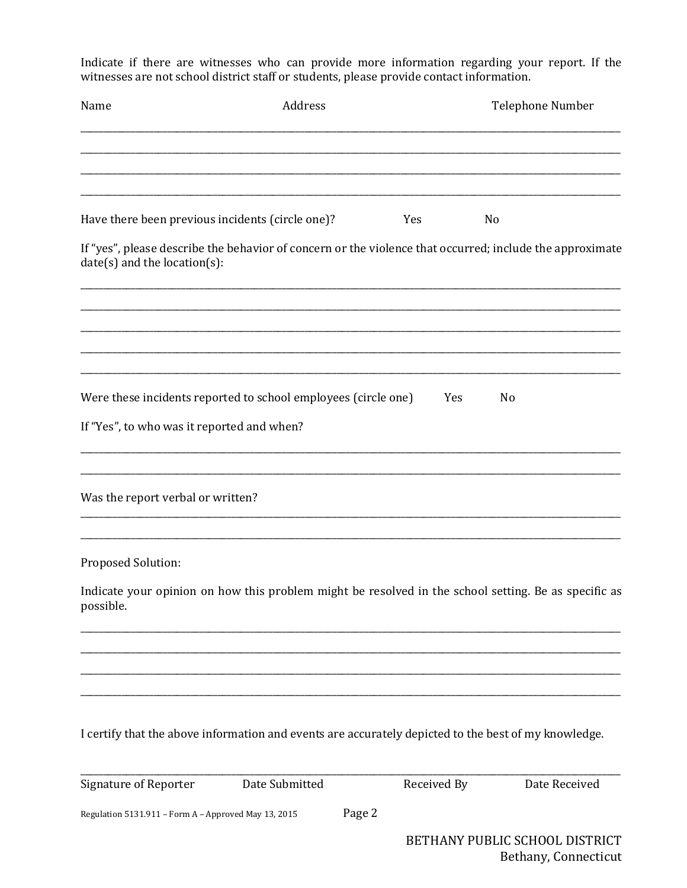Indicate if there are witnesses who can provide more information regarding your report. If the witnesses are not school district staff or students, please provide contact information.

| Name | Address | Telephone Number |
|---|---|---|
| | | |
| | | |
| | | |
| | | |

Have there been previous incidents (circle one)? Yes No

If "yes", please describe the behavior of concern or the violence that occurred; include the approximate date(s) and the location(s):

_______________________________________________________________________________

_______________________________________________________________________________

_______________________________________________________________________________

_______________________________________________________________________________

_______________________________________________________________________________

Were these incidents reported to school employees (circle one) Yes No

If "Yes", to who was it reported and when?

_______________________________________________________________________________

_______________________________________________________________________________

Was the report verbal or written?

_______________________________________________________________________________

_______________________________________________________________________________

Proposed Solution:

Indicate your opinion on how this problem might be resolved in the school setting. Be as specific as possible.

_______________________________________________________________________________

_______________________________________________________________________________

_______________________________________________________________________________

_______________________________________________________________________________

I certify that the above information and events are accurately depicted to the best of my knowledge.

_______________________________________________________________________________

Signature of Reporter Date Submitted Received By Date Received

Regulation 5131.911 – Form A – Approved May 13, 2015

BETHANY PUBLIC SCHOOL DISTRICT
Bethany, Connecticut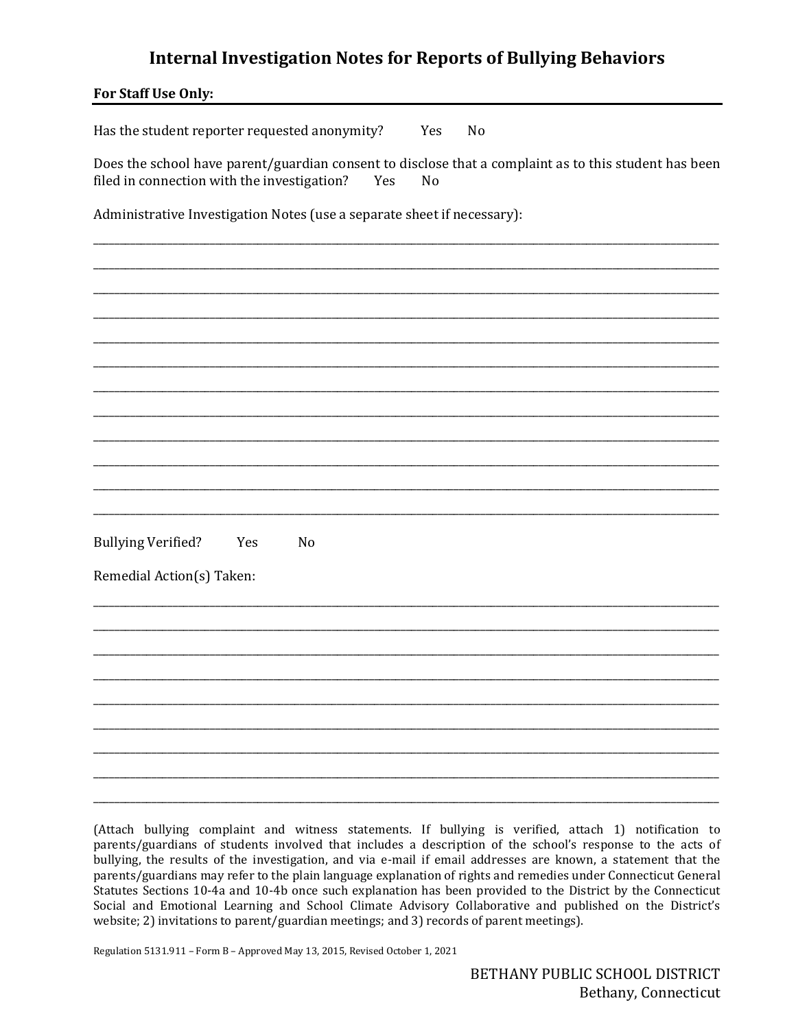# Internal Investigation Notes for Reports of Bullying Behaviors

**For Staff Use Only:**

---

Has the student reporter requested anonymity? Yes No

Does the school have parent/guardian consent to disclose that a complaint as to this student has been filed in connection with the investigation? Yes No

Administrative Investigation Notes (use a separate sheet if necessary):

_______________________________________________________________________________________________

_______________________________________________________________________________________________

_______________________________________________________________________________________________

_______________________________________________________________________________________________

_______________________________________________________________________________________________

_______________________________________________________________________________________________

_______________________________________________________________________________________________

_______________________________________________________________________________________________

_______________________________________________________________________________________________

_______________________________________________________________________________________________

_______________________________________________________________________________________________

_______________________________________________________________________________________________

Bullying Verified? Yes No

Remedial Action(s) Taken:

_______________________________________________________________________________________________

_______________________________________________________________________________________________

_______________________________________________________________________________________________

_______________________________________________________________________________________________

_______________________________________________________________________________________________

_______________________________________________________________________________________________

_______________________________________________________________________________________________

_______________________________________________________________________________________________

_______________________________________________________________________________________________

(Attach bullying complaint and witness statements. If bullying is verified, attach 1) notification to parents/guardians of students involved that includes a description of the school's response to the acts of bullying, the results of the investigation, and via e-mail if email addresses are known, a statement that the parents/guardians may refer to the plain language explanation of rights and remedies under Connecticut General Statutes Sections 10-4a and 10-4b once such explanation has been provided to the District by the Connecticut Social and Emotional Learning and School Climate Advisory Collaborative and published on the District's website; 2) invitations to parent/guardian meetings; and 3) records of parent meetings).

Regulation 5131.911 – Form B – Approved May 13, 2015, Revised October 1, 2021

BETHANY PUBLIC SCHOOL DISTRICT
Bethany, Connecticut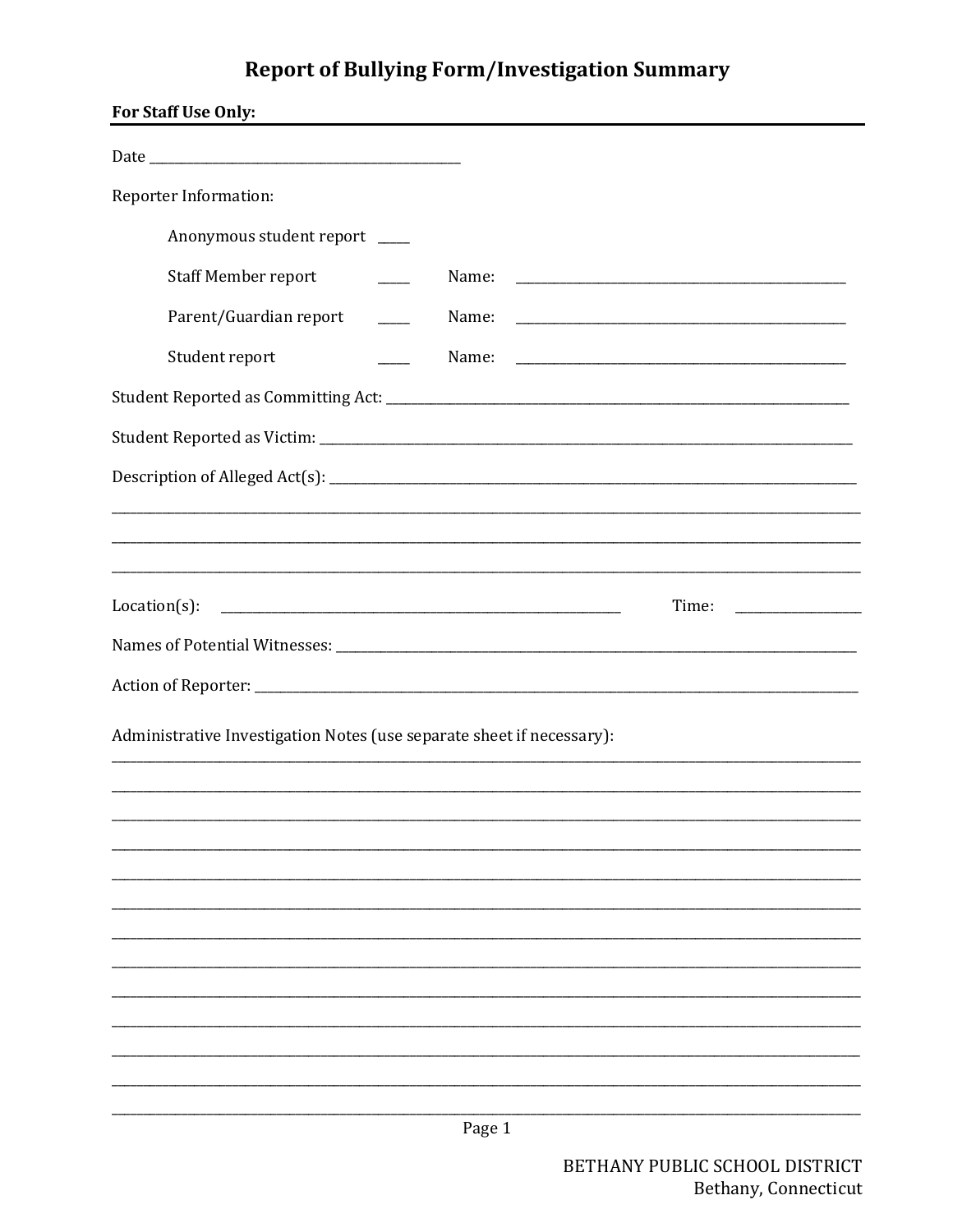# Report of Bullying Form/Investigation Summary

**For Staff Use Only:**

Date ____________________________________________

Reporter Information:

Anonymous student report ____

Staff Member report ____ Name: ____________________________________________

Parent/Guardian report ____ Name: ____________________________________________

Student report ____ Name: ____________________________________________

Student Reported as Committing Act: ____________________________________________

Student Reported as Victim: ____________________________________________

Description of Alleged Act(s): ____________________________________________

____________________________________________________________________________________

____________________________________________________________________________________

____________________________________________________________________________________

Location(s): ____________________________________________ Time: ________________

Names of Potential Witnesses: ____________________________________________

Action of Reporter: ____________________________________________

Administrative Investigation Notes (use separate sheet if necessary):

____________________________________________________________________________________

____________________________________________________________________________________

____________________________________________________________________________________

____________________________________________________________________________________

____________________________________________________________________________________

____________________________________________________________________________________

____________________________________________________________________________________

____________________________________________________________________________________

____________________________________________________________________________________

____________________________________________________________________________________

____________________________________________________________________________________

____________________________________________________________________________________

____________________________________________________________________________________

BETHANY PUBLIC SCHOOL DISTRICT
Bethany, Connecticut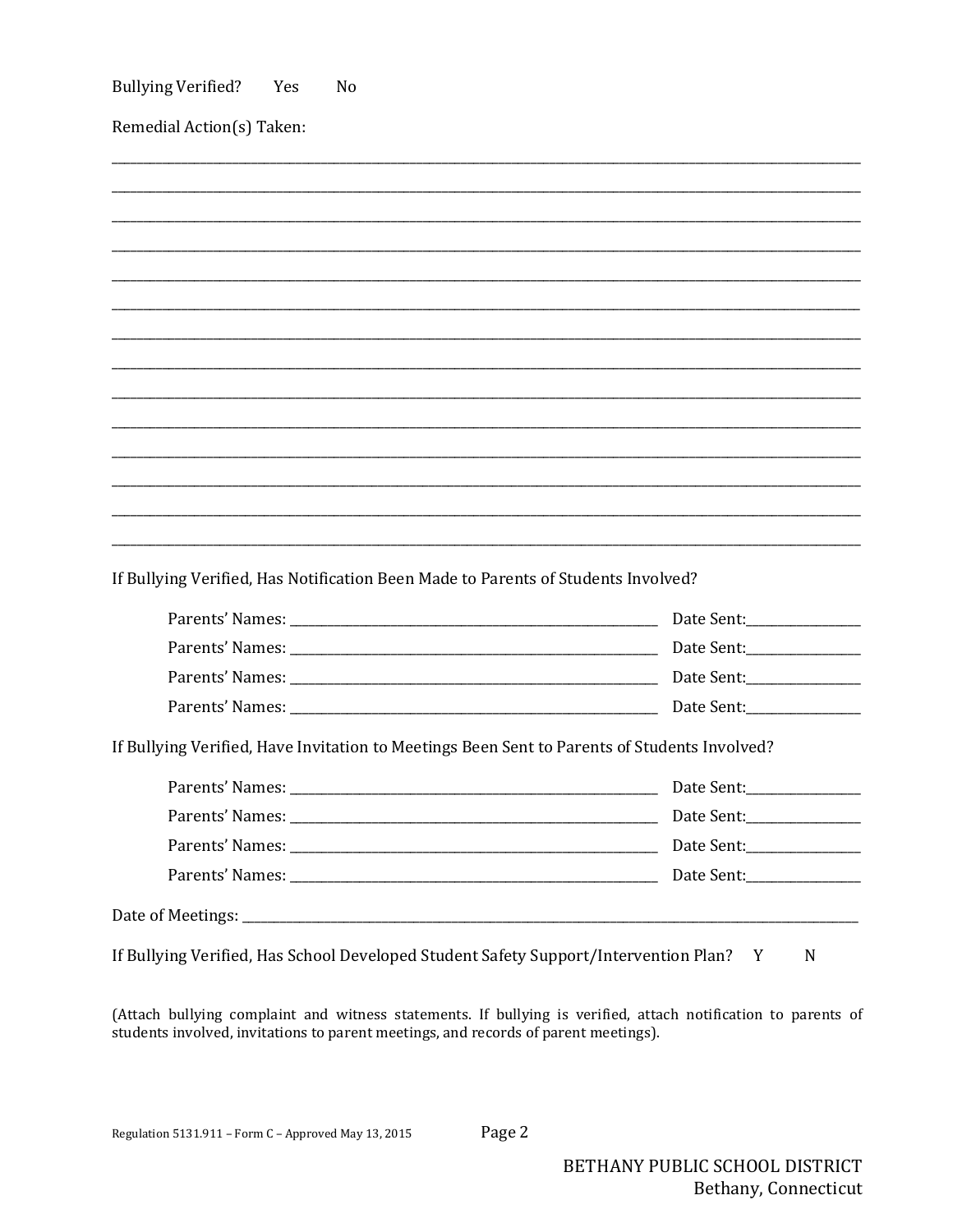Bullying Verified? Yes No

Remedial Action(s) Taken:

______________________________________________________________________________________________

______________________________________________________________________________________________

______________________________________________________________________________________________

______________________________________________________________________________________________

______________________________________________________________________________________________

______________________________________________________________________________________________

______________________________________________________________________________________________

______________________________________________________________________________________________

______________________________________________________________________________________________

______________________________________________________________________________________________

______________________________________________________________________________________________

______________________________________________________________________________________________

______________________________________________________________________________________________

______________________________________________________________________________________________

If Bullying Verified, Has Notification Been Made to Parents of Students Involved?

Parents' Names: ______________________________________________ Date Sent:______________

Parents' Names: ______________________________________________ Date Sent:______________

Parents' Names: ______________________________________________ Date Sent:______________

Parents' Names: ______________________________________________ Date Sent:______________

If Bullying Verified, Have Invitation to Meetings Been Sent to Parents of Students Involved?

Parents' Names: ______________________________________________ Date Sent:______________

Parents' Names: ______________________________________________ Date Sent:______________

Parents' Names: ______________________________________________ Date Sent:______________

Parents' Names: ______________________________________________ Date Sent:______________

Date of Meetings: ______________________________________________________________________________

If Bullying Verified, Has School Developed Student Safety Support/Intervention Plan? Y N

(Attach bullying complaint and witness statements. If bullying is verified, attach notification to parents of students involved, invitations to parent meetings, and records of parent meetings).

Regulation 5131.911 – Form C – Approved May 13, 2015

BETHANY PUBLIC SCHOOL DISTRICT
Bethany, Connecticut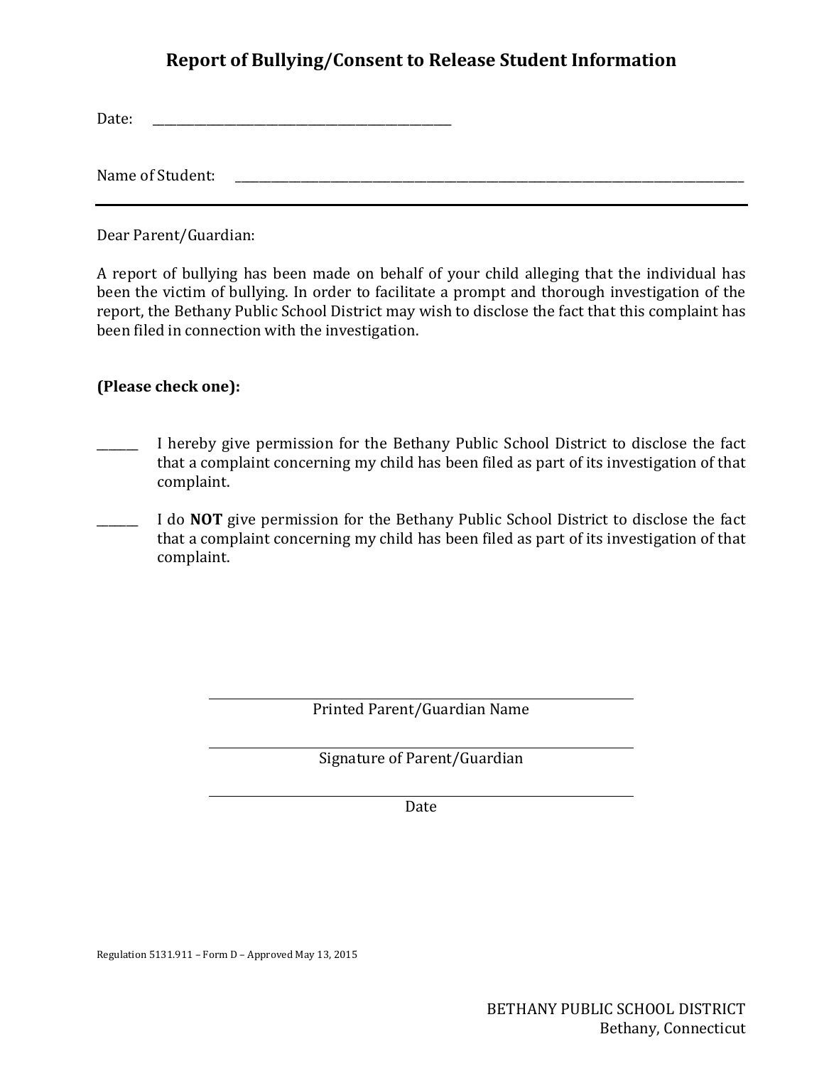# Report of Bullying/Consent to Release Student Information

Date: ______________________________

Name of Student: ______________________________________________________________

---

Dear Parent/Guardian:

A report of bullying has been made on behalf of your child alleging that the individual has been the victim of bullying. In order to facilitate a prompt and thorough investigation of the report, the Bethany Public School District may wish to disclose the fact that this complaint has been filed in connection with the investigation.

**(Please check one):**

_______ I hereby give permission for the Bethany Public School District to disclose the fact that a complaint concerning my child has been filed as part of its investigation of that complaint.

_______ I do **NOT** give permission for the Bethany Public School District to disclose the fact that a complaint concerning my child has been filed as part of its investigation of that complaint.

______________________________
Printed Parent/Guardian Name

______________________________
Signature of Parent/Guardian

______________________________
Date

Regulation 5131.911 – Form D – Approved May 13, 2015

BETHANY PUBLIC SCHOOL DISTRICT
Bethany, Connecticut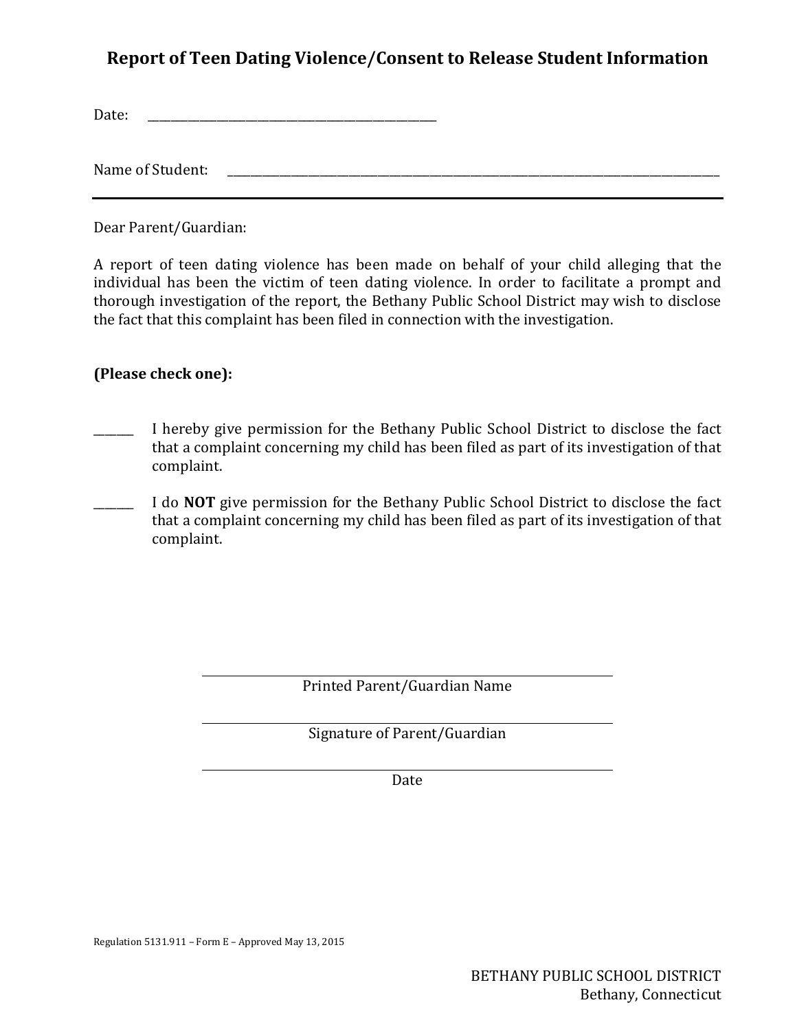# Report of Teen Dating Violence/Consent to Release Student Information

Date: ______________________________________________

Name of Student: ______________________________________________________________________________

---

Dear Parent/Guardian:

A report of teen dating violence has been made on behalf of your child alleging that the individual has been the victim of teen dating violence. In order to facilitate a prompt and thorough investigation of the report, the Bethany Public School District may wish to disclose the fact that this complaint has been filed in connection with the investigation.

**(Please check one):**

_______ I hereby give permission for the Bethany Public School District to disclose the fact that a complaint concerning my child has been filed as part of its investigation of that complaint.

_______ I do **NOT** give permission for the Bethany Public School District to disclose the fact that a complaint concerning my child has been filed as part of its investigation of that complaint.

______________________________________________
Printed Parent/Guardian Name

______________________________________________
Signature of Parent/Guardian

______________________________________________
Date

Regulation 5131.911 – Form E – Approved May 13, 2015

BETHANY PUBLIC SCHOOL DISTRICT
Bethany, Connecticut